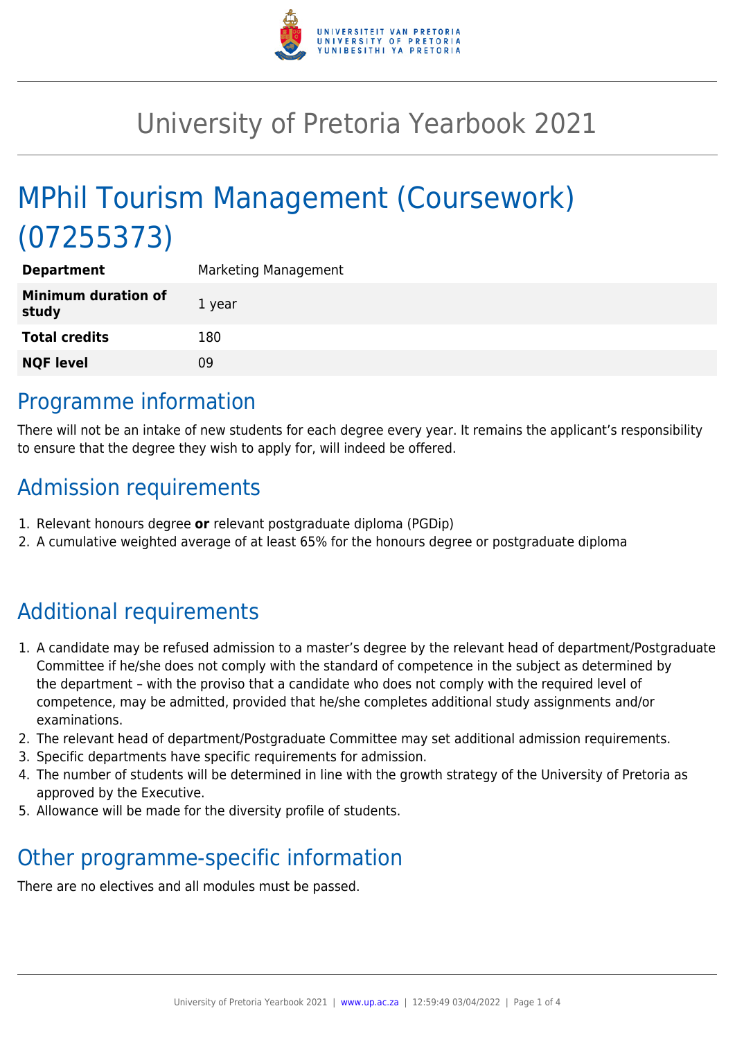# University of Pretoria Yearbook 2021

## MPhil Tourism Management (Coursework) (07255373)

| **Department** | Marketing Management |
|---|---|
| **Minimum duration of study** | 1 year |
| **Total credits** | 180 |
| **NQF level** | 09 |

## Programme information

There will not be an intake of new students for each degree every year. It remains the applicant's responsibility to ensure that the degree they wish to apply for, will indeed be offered.

## Admission requirements

1. Relevant honours degree **or** relevant postgraduate diploma (PGDip)
2. A cumulative weighted average of at least 65% for the honours degree or postgraduate diploma

## Additional requirements

1. A candidate may be refused admission to a master's degree by the relevant head of department/Postgraduate Committee if he/she does not comply with the standard of competence in the subject as determined by the department – with the proviso that a candidate who does not comply with the required level of competence, may be admitted, provided that he/she completes additional study assignments and/or examinations.
2. The relevant head of department/Postgraduate Committee may set additional admission requirements.
3. Specific departments have specific requirements for admission.
4. The number of students will be determined in line with the growth strategy of the University of Pretoria as approved by the Executive.
5. Allowance will be made for the diversity profile of students.

## Other programme-specific information

There are no electives and all modules must be passed.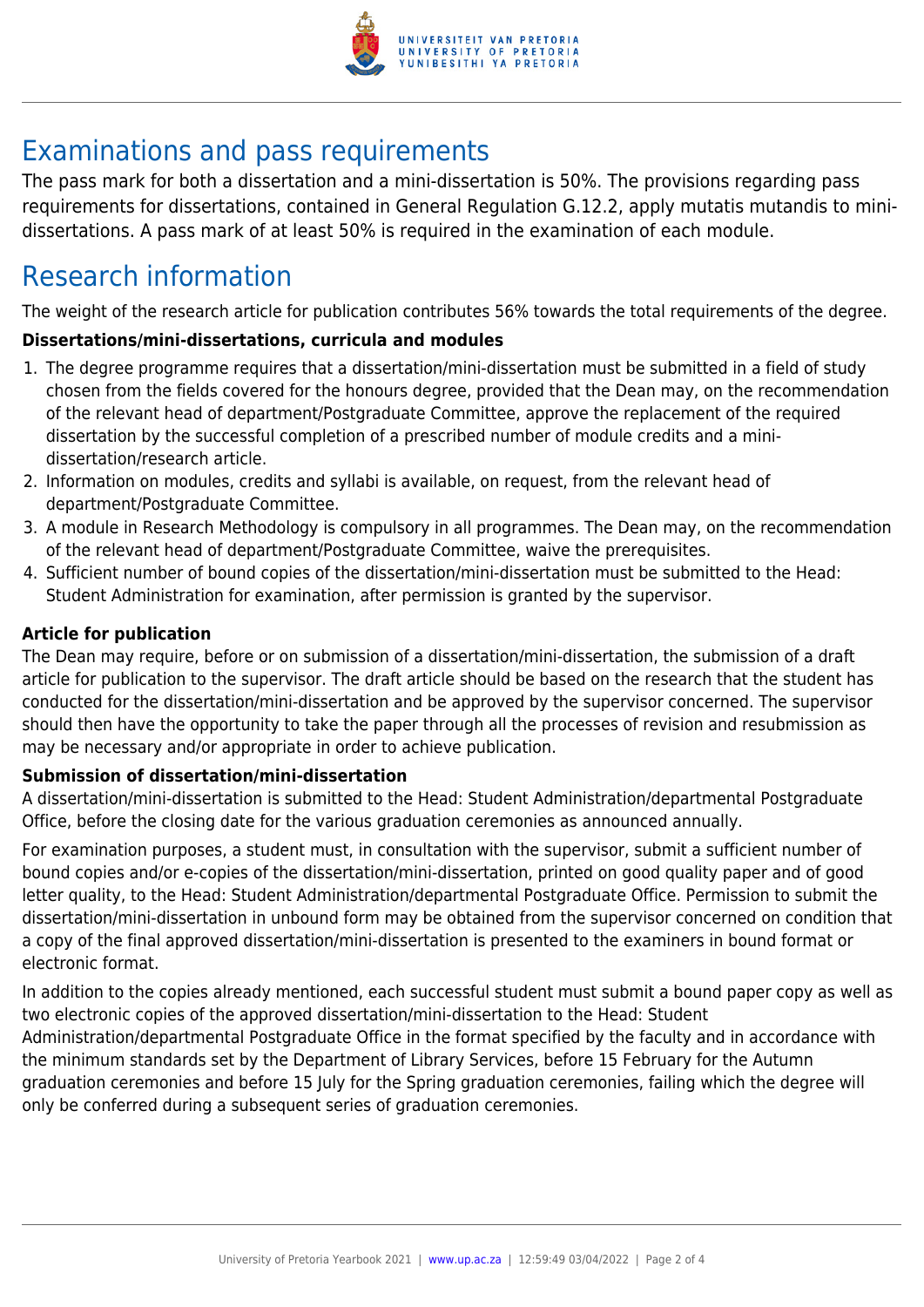## Examinations and pass requirements

The pass mark for both a dissertation and a mini-dissertation is 50%. The provisions regarding pass requirements for dissertations, contained in General Regulation G.12.2, apply mutatis mutandis to mini-dissertations. A pass mark of at least 50% is required in the examination of each module.

## Research information

The weight of the research article for publication contributes 56% towards the total requirements of the degree.

**Dissertations/mini-dissertations, curricula and modules**

1. The degree programme requires that a dissertation/mini-dissertation must be submitted in a field of study chosen from the fields covered for the honours degree, provided that the Dean may, on the recommendation of the relevant head of department/Postgraduate Committee, approve the replacement of the required dissertation by the successful completion of a prescribed number of module credits and a mini-dissertation/research article.
2. Information on modules, credits and syllabi is available, on request, from the relevant head of department/Postgraduate Committee.
3. A module in Research Methodology is compulsory in all programmes. The Dean may, on the recommendation of the relevant head of department/Postgraduate Committee, waive the prerequisites.
4. Sufficient number of bound copies of the dissertation/mini-dissertation must be submitted to the Head: Student Administration for examination, after permission is granted by the supervisor.

**Article for publication**

The Dean may require, before or on submission of a dissertation/mini-dissertation, the submission of a draft article for publication to the supervisor. The draft article should be based on the research that the student has conducted for the dissertation/mini-dissertation and be approved by the supervisor concerned. The supervisor should then have the opportunity to take the paper through all the processes of revision and resubmission as may be necessary and/or appropriate in order to achieve publication.

**Submission of dissertation/mini-dissertation**

A dissertation/mini-dissertation is submitted to the Head: Student Administration/departmental Postgraduate Office, before the closing date for the various graduation ceremonies as announced annually.

For examination purposes, a student must, in consultation with the supervisor, submit a sufficient number of bound copies and/or e-copies of the dissertation/mini-dissertation, printed on good quality paper and of good letter quality, to the Head: Student Administration/departmental Postgraduate Office. Permission to submit the dissertation/mini-dissertation in unbound form may be obtained from the supervisor concerned on condition that a copy of the final approved dissertation/mini-dissertation is presented to the examiners in bound format or electronic format.

In addition to the copies already mentioned, each successful student must submit a bound paper copy as well as two electronic copies of the approved dissertation/mini-dissertation to the Head: Student Administration/departmental Postgraduate Office in the format specified by the faculty and in accordance with the minimum standards set by the Department of Library Services, before 15 February for the Autumn graduation ceremonies and before 15 July for the Spring graduation ceremonies, failing which the degree will only be conferred during a subsequent series of graduation ceremonies.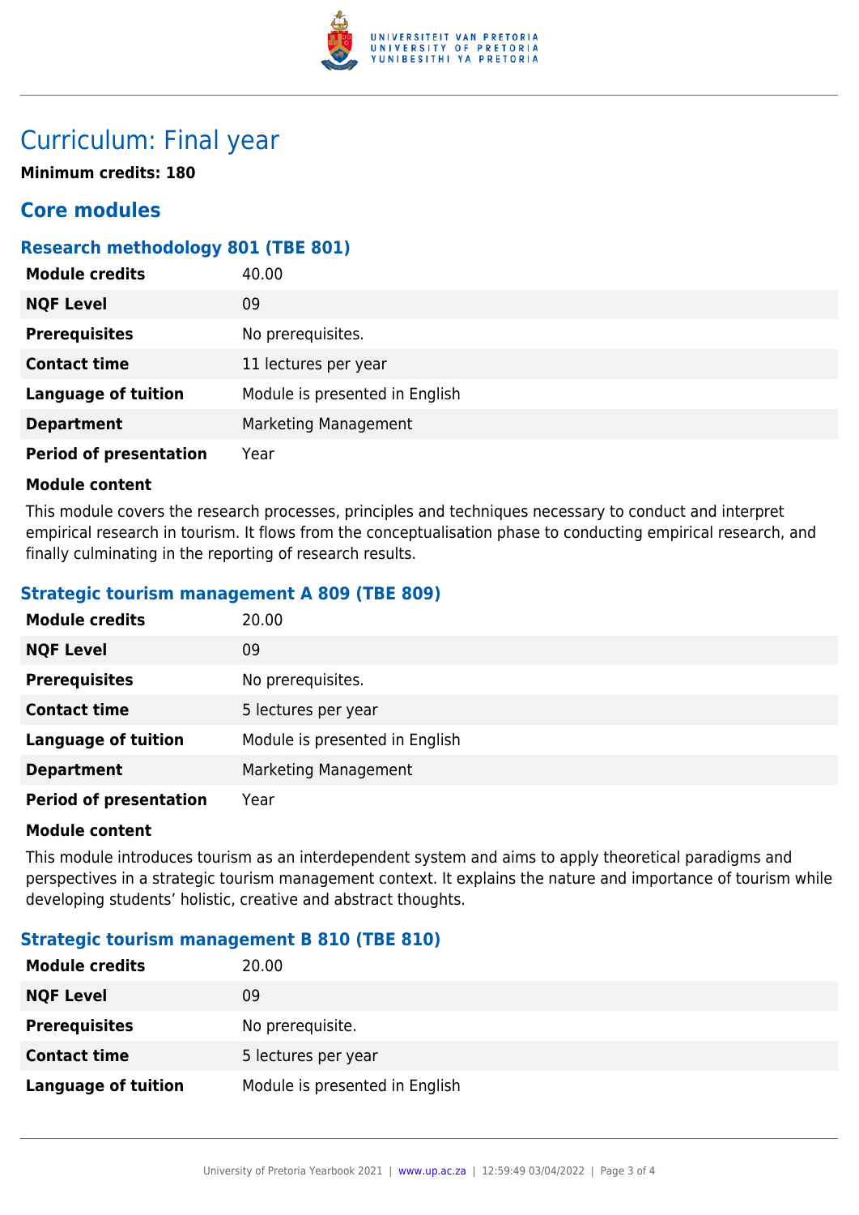# Curriculum: Final year

**Minimum credits: 180**

## Core modules

### Research methodology 801 (TBE 801)

| | |
|---|---|
| **Module credits** | 40.00 |
| **NQF Level** | 09 |
| **Prerequisites** | No prerequisites. |
| **Contact time** | 11 lectures per year |
| **Language of tuition** | Module is presented in English |
| **Department** | Marketing Management |
| **Period of presentation** | Year |

**Module content**

This module covers the research processes, principles and techniques necessary to conduct and interpret empirical research in tourism. It flows from the conceptualisation phase to conducting empirical research, and finally culminating in the reporting of research results.

### Strategic tourism management A 809 (TBE 809)

| | |
|---|---|
| **Module credits** | 20.00 |
| **NQF Level** | 09 |
| **Prerequisites** | No prerequisites. |
| **Contact time** | 5 lectures per year |
| **Language of tuition** | Module is presented in English |
| **Department** | Marketing Management |
| **Period of presentation** | Year |

**Module content**

This module introduces tourism as an interdependent system and aims to apply theoretical paradigms and perspectives in a strategic tourism management context. It explains the nature and importance of tourism while developing students' holistic, creative and abstract thoughts.

### Strategic tourism management B 810 (TBE 810)

| | |
|---|---|
| **Module credits** | 20.00 |
| **NQF Level** | 09 |
| **Prerequisites** | No prerequisite. |
| **Contact time** | 5 lectures per year |
| **Language of tuition** | Module is presented in English |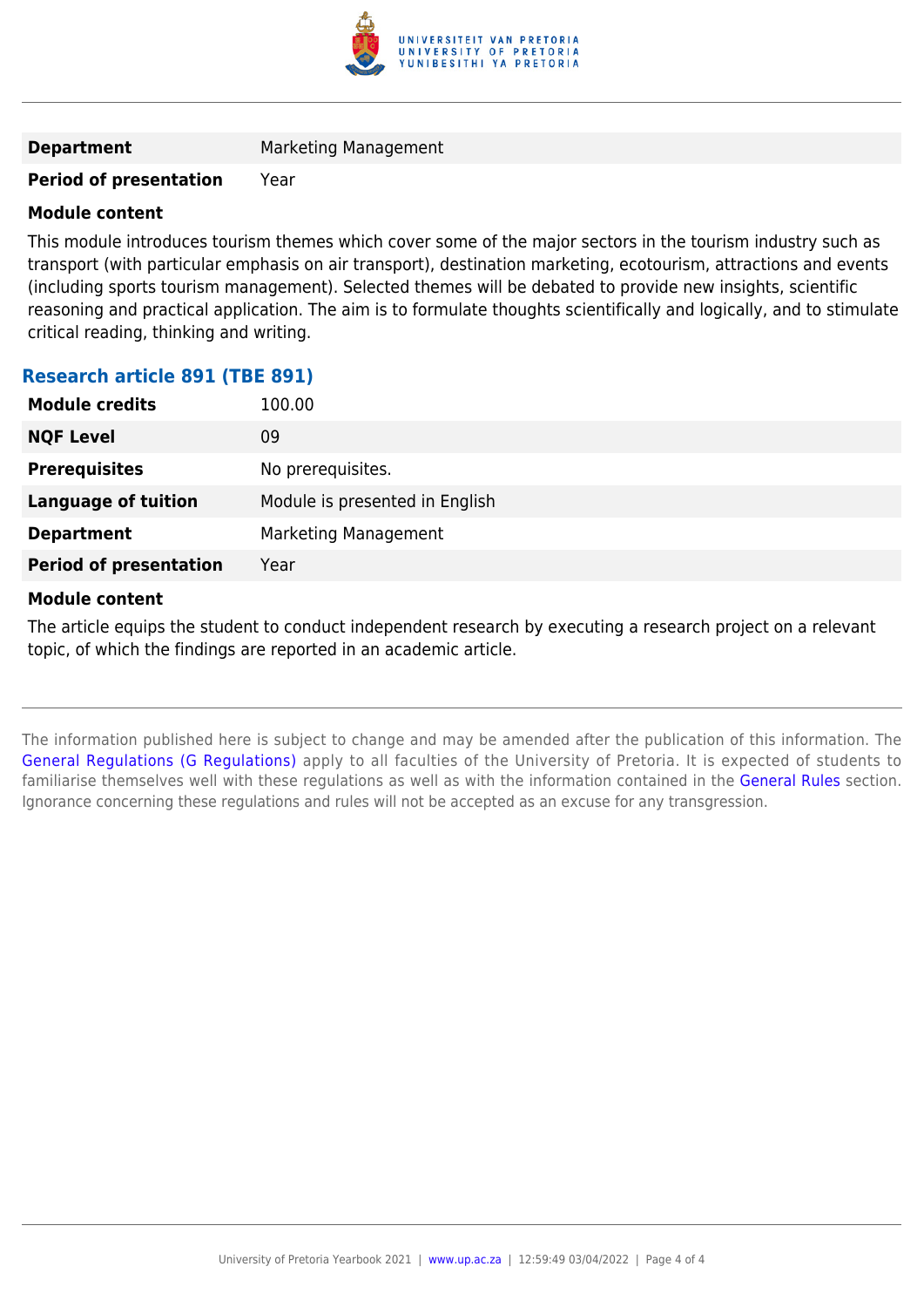| | |
|---|---|
| **Department** | Marketing Management |
| **Period of presentation** | Year |

**Module content**

This module introduces tourism themes which cover some of the major sectors in the tourism industry such as transport (with particular emphasis on air transport), destination marketing, ecotourism, attractions and events (including sports tourism management). Selected themes will be debated to provide new insights, scientific reasoning and practical application. The aim is to formulate thoughts scientifically and logically, and to stimulate critical reading, thinking and writing.

### Research article 891 (TBE 891)

| | |
|---|---|
| **Module credits** | 100.00 |
| **NQF Level** | 09 |
| **Prerequisites** | No prerequisites. |
| **Language of tuition** | Module is presented in English |
| **Department** | Marketing Management |
| **Period of presentation** | Year |

**Module content**

The article equips the student to conduct independent research by executing a research project on a relevant topic, of which the findings are reported in an academic article.

---

The information published here is subject to change and may be amended after the publication of this information. The General Regulations (G Regulations) apply to all faculties of the University of Pretoria. It is expected of students to familiarise themselves well with these regulations as well as with the information contained in the General Rules section. Ignorance concerning these regulations and rules will not be accepted as an excuse for any transgression.